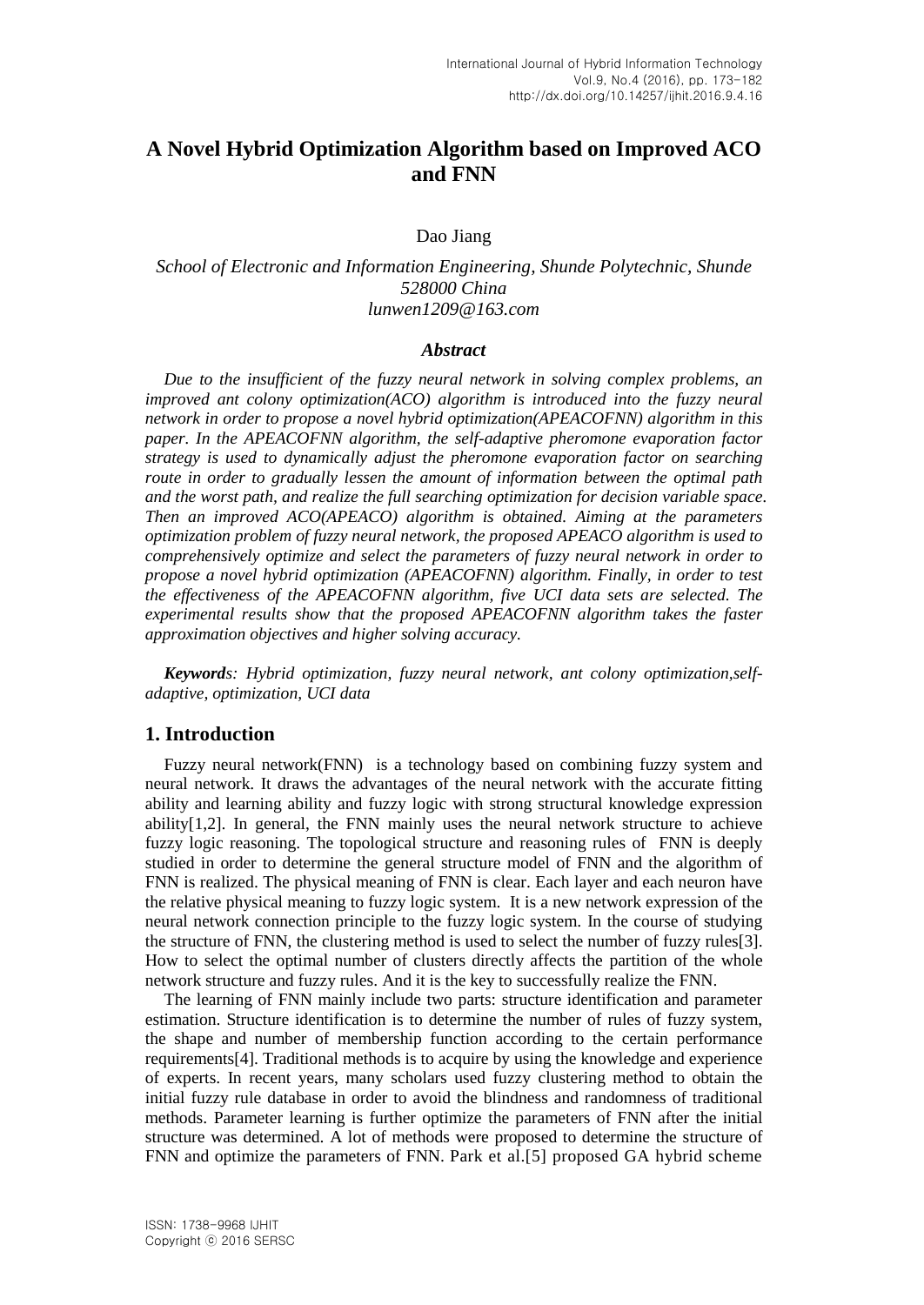# A Novel Hybrid Optimization Algorithm based on Improved ACO and FNN

Dao Jiang

*School of Electronic and Information Engineering, Shunde Polytechnic, Shunde 528000 China*
*lunwen1209@163.com*

### *Abstract*

*Due to the insufficient of the fuzzy neural network in solving complex problems, an improved ant colony optimization(ACO) algorithm is introduced into the fuzzy neural network in order to propose a novel hybrid optimization(APEACOFNN) algorithm in this paper. In the APEACOFNN algorithm, the self-adaptive pheromone evaporation factor strategy is used to dynamically adjust the pheromone evaporation factor on searching route in order to gradually lessen the amount of information between the optimal path and the worst path, and realize the full searching optimization for decision variable space. Then an improved ACO(APEACO) algorithm is obtained. Aiming at the parameters optimization problem of fuzzy neural network, the proposed APEACO algorithm is used to comprehensively optimize and select the parameters of fuzzy neural network in order to propose a novel hybrid optimization (APEACOFNN) algorithm. Finally, in order to test the effectiveness of the APEACOFNN algorithm, five UCI data sets are selected. The experimental results show that the proposed APEACOFNN algorithm takes the faster approximation objectives and higher solving accuracy.*

***Keywords**: Hybrid optimization, fuzzy neural network, ant colony optimization,self-adaptive, optimization, UCI data*

## 1. Introduction

Fuzzy neural network(FNN) is a technology based on combining fuzzy system and neural network. It draws the advantages of the neural network with the accurate fitting ability and learning ability and fuzzy logic with strong structural knowledge expression ability[1,2]. In general, the FNN mainly uses the neural network structure to achieve fuzzy logic reasoning. The topological structure and reasoning rules of FNN is deeply studied in order to determine the general structure model of FNN and the algorithm of FNN is realized. The physical meaning of FNN is clear. Each layer and each neuron have the relative physical meaning to fuzzy logic system. It is a new network expression of the neural network connection principle to the fuzzy logic system. In the course of studying the structure of FNN, the clustering method is used to select the number of fuzzy rules[3]. How to select the optimal number of clusters directly affects the partition of the whole network structure and fuzzy rules. And it is the key to successfully realize the FNN.

The learning of FNN mainly include two parts: structure identification and parameter estimation. Structure identification is to determine the number of rules of fuzzy system, the shape and number of membership function according to the certain performance requirements[4]. Traditional methods is to acquire by using the knowledge and experience of experts. In recent years, many scholars used fuzzy clustering method to obtain the initial fuzzy rule database in order to avoid the blindness and randomness of traditional methods. Parameter learning is further optimize the parameters of FNN after the initial structure was determined. A lot of methods were proposed to determine the structure of FNN and optimize the parameters of FNN. Park et al.[5] proposed GA hybrid scheme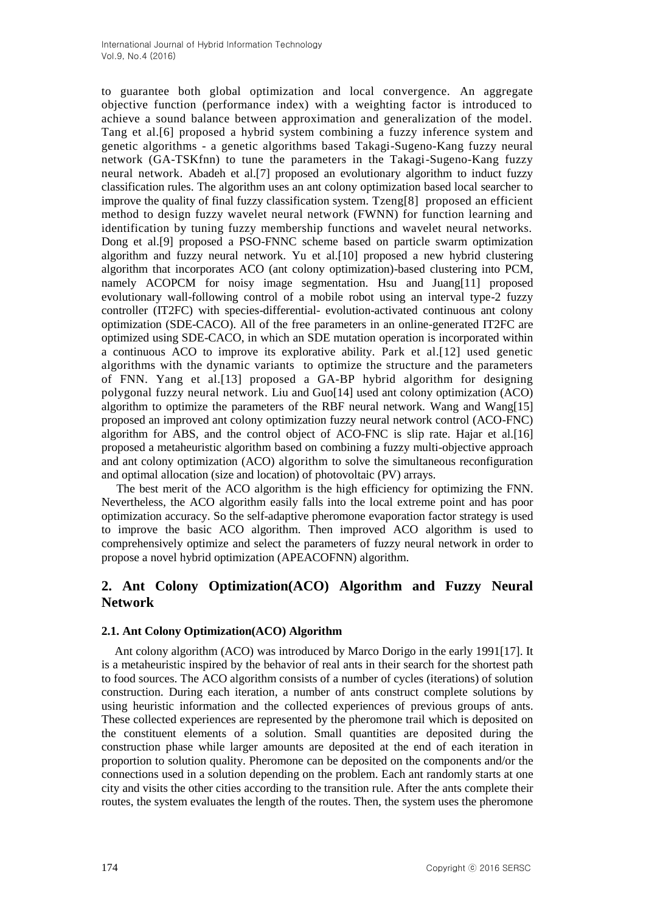to guarantee both global optimization and local convergence. An aggregate objective function (performance index) with a weighting factor is introduced to achieve a sound balance between approximation and generalization of the model. Tang et al.[6] proposed a hybrid system combining a fuzzy inference system and genetic algorithms - a genetic algorithms based Takagi-Sugeno-Kang fuzzy neural network (GA-TSKfnn) to tune the parameters in the Takagi-Sugeno-Kang fuzzy neural network. Abadeh et al.[7] proposed an evolutionary algorithm to induct fuzzy classification rules. The algorithm uses an ant colony optimization based local searcher to improve the quality of final fuzzy classification system. Tzeng[8] proposed an efficient method to design fuzzy wavelet neural network (FWNN) for function learning and identification by tuning fuzzy membership functions and wavelet neural networks. Dong et al.[9] proposed a PSO-FNNC scheme based on particle swarm optimization algorithm and fuzzy neural network. Yu et al.[10] proposed a new hybrid clustering algorithm that incorporates ACO (ant colony optimization)-based clustering into PCM, namely ACOPCM for noisy image segmentation. Hsu and Juang[11] proposed evolutionary wall-following control of a mobile robot using an interval type-2 fuzzy controller (IT2FC) with species-differential- evolution-activated continuous ant colony optimization (SDE-CACO). All of the free parameters in an online-generated IT2FC are optimized using SDE-CACO, in which an SDE mutation operation is incorporated within a continuous ACO to improve its explorative ability. Park et al.[12] used genetic algorithms with the dynamic variants to optimize the structure and the parameters of FNN. Yang et al.[13] proposed a GA-BP hybrid algorithm for designing polygonal fuzzy neural network. Liu and Guo[14] used ant colony optimization (ACO) algorithm to optimize the parameters of the RBF neural network. Wang and Wang[15] proposed an improved ant colony optimization fuzzy neural network control (ACO-FNC) algorithm for ABS, and the control object of ACO-FNC is slip rate. Hajar et al.[16] proposed a metaheuristic algorithm based on combining a fuzzy multi-objective approach and ant colony optimization (ACO) algorithm to solve the simultaneous reconfiguration and optimal allocation (size and location) of photovoltaic (PV) arrays.

The best merit of the ACO algorithm is the high efficiency for optimizing the FNN. Nevertheless, the ACO algorithm easily falls into the local extreme point and has poor optimization accuracy. So the self-adaptive pheromone evaporation factor strategy is used to improve the basic ACO algorithm. Then improved ACO algorithm is used to comprehensively optimize and select the parameters of fuzzy neural network in order to propose a novel hybrid optimization (APEACOFNN) algorithm.

## 2. Ant Colony Optimization(ACO) Algorithm and Fuzzy Neural Network

### 2.1. Ant Colony Optimization(ACO) Algorithm

Ant colony algorithm (ACO) was introduced by Marco Dorigo in the early 1991[17]. It is a metaheuristic inspired by the behavior of real ants in their search for the shortest path to food sources. The ACO algorithm consists of a number of cycles (iterations) of solution construction. During each iteration, a number of ants construct complete solutions by using heuristic information and the collected experiences of previous groups of ants. These collected experiences are represented by the pheromone trail which is deposited on the constituent elements of a solution. Small quantities are deposited during the construction phase while larger amounts are deposited at the end of each iteration in proportion to solution quality. Pheromone can be deposited on the components and/or the connections used in a solution depending on the problem. Each ant randomly starts at one city and visits the other cities according to the transition rule. After the ants complete their routes, the system evaluates the length of the routes. Then, the system uses the pheromone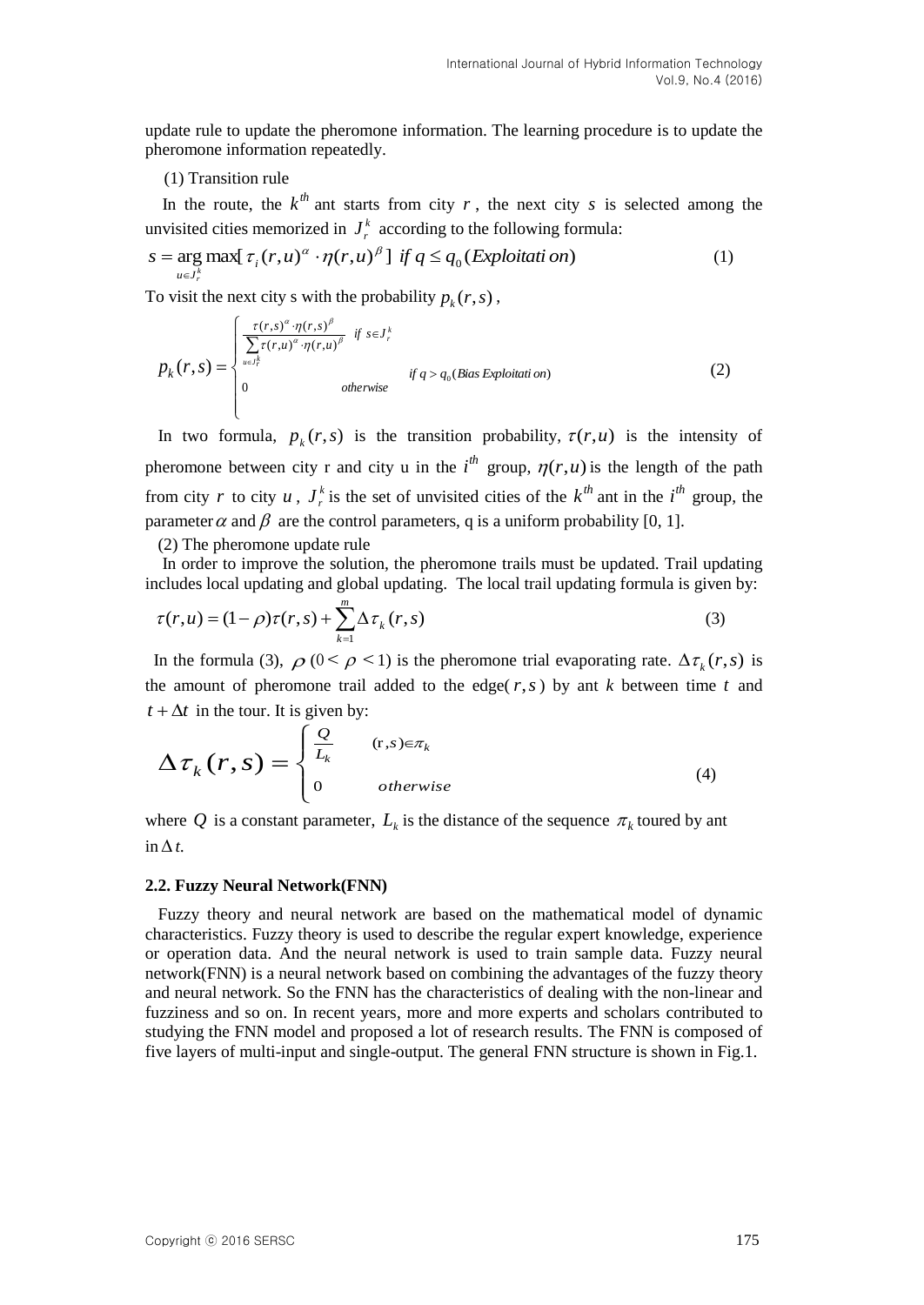update rule to update the pheromone information. The learning procedure is to update the pheromone information repeatedly.

(1) Transition rule

In the route, the $k^{th}$ ant starts from city $r$, the next city $s$ is selected among the unvisited cities memorized in $J_r^k$ according to the following formula:

$$s = \arg\max_{u \in J_r^k} [\tau_i(r,u)^{\alpha} \cdot \eta(r,u)^{\beta}] \ \ if \ q \le q_0 (Exploitation) \tag{1}$$

To visit the next city s with the probability $p_k(r,s)$,

$$p_k(r,s) = \begin{cases} \dfrac{\tau(r,s)^{\alpha} \cdot \eta(r,s)^{\beta}}{\sum_{u \in J_r^k} \tau(r,u)^{\alpha} \cdot \eta(r,u)^{\beta}} & if \ s \in J_r^k \\ 0 & otherwise \end{cases} \quad if \ q > q_0 (Bias \ Exploitation) \tag{2}$$

In two formula, $p_k(r,s)$ is the transition probability, $\tau(r,u)$ is the intensity of pheromone between city r and city u in the $i^{th}$ group, $\eta(r,u)$ is the length of the path from city $r$ to city $u$, $J_r^k$ is the set of unvisited cities of the $k^{th}$ ant in the $i^{th}$ group, the parameter $\alpha$ and $\beta$ are the control parameters, q is a uniform probability [0, 1].

(2) The pheromone update rule

In order to improve the solution, the pheromone trails must be updated. Trail updating includes local updating and global updating. The local trail updating formula is given by:

$$\tau(r,u) = (1-\rho)\tau(r,s) + \sum_{k=1}^{m} \Delta\tau_k(r,s) \tag{3}$$

In the formula (3), $\rho$ $(0 < \rho < 1)$ is the pheromone trial evaporating rate. $\Delta\tau_k(r,s)$ is the amount of pheromone trail added to the edge($r,s$) by ant $k$ between time $t$ and $t + \Delta t$ in the tour. It is given by:

$$\Delta\tau_k(r,s) = \begin{cases} \dfrac{Q}{L_k} & (r,s) \in \pi_k \\ 0 & otherwise \end{cases} \tag{4}$$

where $Q$ is a constant parameter, $L_k$ is the distance of the sequence $\pi_k$ toured by ant in $\Delta t$.

### 2.2. Fuzzy Neural Network(FNN)

Fuzzy theory and neural network are based on the mathematical model of dynamic characteristics. Fuzzy theory is used to describe the regular expert knowledge, experience or operation data. And the neural network is used to train sample data. Fuzzy neural network(FNN) is a neural network based on combining the advantages of the fuzzy theory and neural network. So the FNN has the characteristics of dealing with the non-linear and fuzziness and so on. In recent years, more and more experts and scholars contributed to studying the FNN model and proposed a lot of research results. The FNN is composed of five layers of multi-input and single-output. The general FNN structure is shown in Fig.1.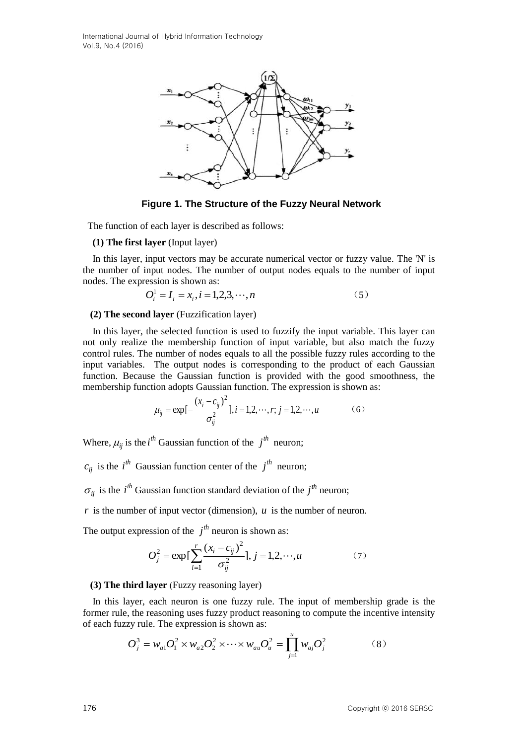**Figure 1. The Structure of the Fuzzy Neural Network**

The function of each layer is described as follows:

**(1) The first layer** (Input layer)

In this layer, input vectors may be accurate numerical vector or fuzzy value. The 'N' is the number of input nodes. The number of output nodes equals to the number of input nodes. The expression is shown as:

$$O_i^1 = I_i = x_i, i = 1,2,3,\cdots,n \tag{5}$$

**(2) The second layer** (Fuzzification layer)

In this layer, the selected function is used to fuzzify the input variable. This layer can not only realize the membership function of input variable, but also match the fuzzy control rules. The number of nodes equals to all the possible fuzzy rules according to the input variables. The output nodes is corresponding to the product of each Gaussian function. Because the Gaussian function is provided with the good smoothness, the membership function adopts Gaussian function. The expression is shown as:

$$\mu_{ij} = \exp[-\frac{(x_i - c_{ij})^2}{\sigma_{ij}^2}], i = 1,2,\cdots,r; j = 1,2,\cdots,u \tag{6}$$

Where, $\mu_{ij}$ is the $i^{th}$ Gaussian function of the $j^{th}$ neuron;

$c_{ij}$ is the $i^{th}$ Gaussian function center of the $j^{th}$ neuron;

$\sigma_{ij}$ is the $i^{th}$ Gaussian function standard deviation of the $j^{th}$ neuron;

$r$ is the number of input vector (dimension), $u$ is the number of neuron.

The output expression of the $j^{th}$ neuron is shown as:

$$O_j^2 = \exp[\sum_{i=1}^{r} \frac{(x_i - c_{ij})^2}{\sigma_{ij}^2}], j = 1,2,\cdots,u \tag{7}$$

**(3) The third layer** (Fuzzy reasoning layer)

In this layer, each neuron is one fuzzy rule. The input of membership grade is the former rule, the reasoning uses fuzzy product reasoning to compute the incentive intensity of each fuzzy rule. The expression is shown as:

$$O_j^3 = w_{a1}O_1^2 \times w_{a2}O_2^2 \times \cdots \times w_{au}O_u^2 = \prod_{j=1}^{u} w_{aj}O_j^2 \tag{8}$$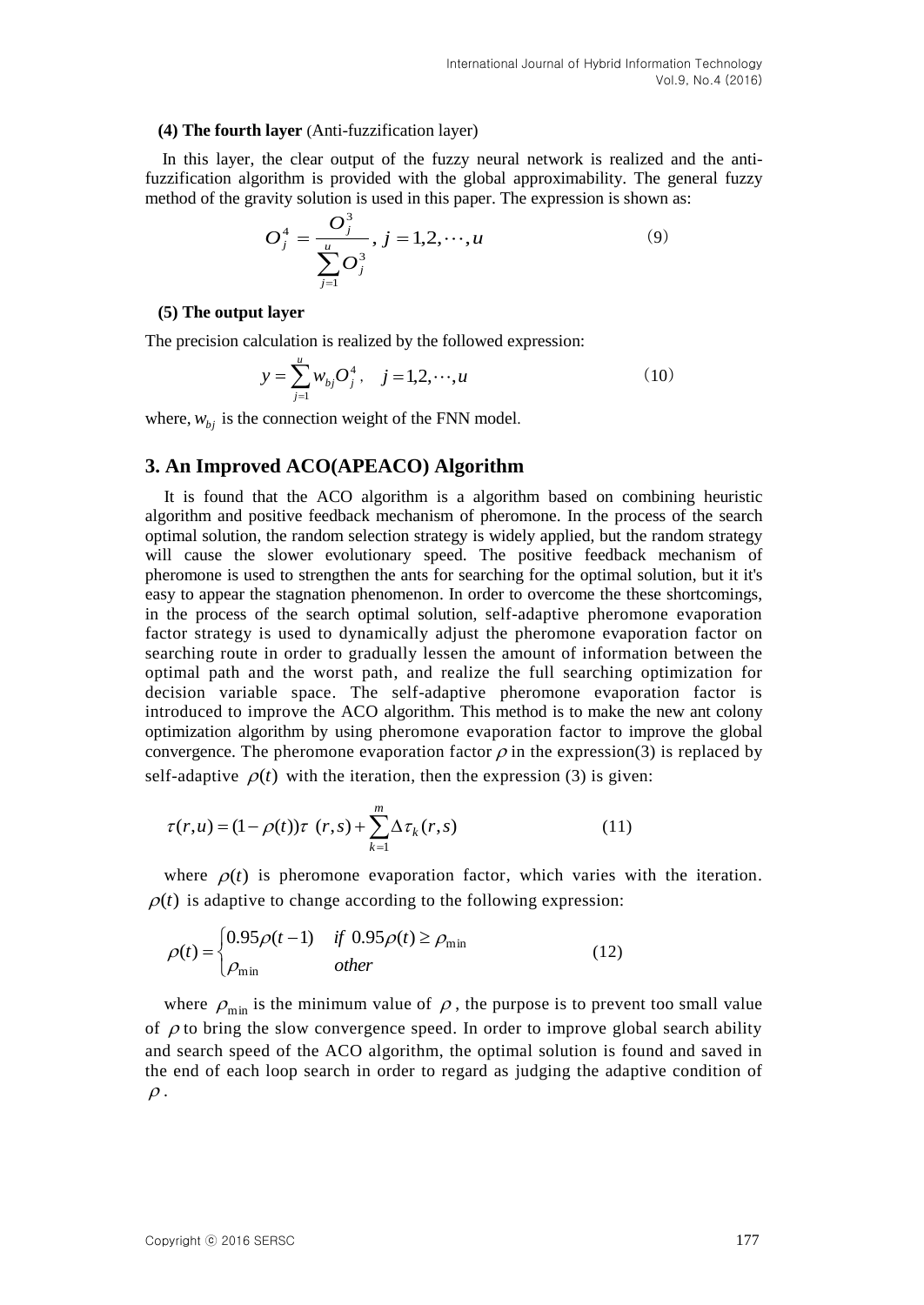**(4) The fourth layer** (Anti-fuzzification layer)

In this layer, the clear output of the fuzzy neural network is realized and the anti-fuzzification algorithm is provided with the global approximability. The general fuzzy method of the gravity solution is used in this paper. The expression is shown as:

$$O_j^4 = \frac{O_j^3}{\sum_{j=1}^{u} O_j^3}, \; j = 1,2,\cdots,u \tag{9}$$

**(5) The output layer**

The precision calculation is realized by the followed expression:

$$y = \sum_{j=1}^{u} w_{bj} O_j^4, \quad j = 1,2,\cdots,u \tag{10}$$

where, $w_{bj}$ is the connection weight of the FNN model.

## 3. An Improved ACO(APEACO) Algorithm

It is found that the ACO algorithm is a algorithm based on combining heuristic algorithm and positive feedback mechanism of pheromone. In the process of the search optimal solution, the random selection strategy is widely applied, but the random strategy will cause the slower evolutionary speed. The positive feedback mechanism of pheromone is used to strengthen the ants for searching for the optimal solution, but it it's easy to appear the stagnation phenomenon. In order to overcome the these shortcomings, in the process of the search optimal solution, self-adaptive pheromone evaporation factor strategy is used to dynamically adjust the pheromone evaporation factor on searching route in order to gradually lessen the amount of information between the optimal path and the worst path, and realize the full searching optimization for decision variable space. The self-adaptive pheromone evaporation factor is introduced to improve the ACO algorithm. This method is to make the new ant colony optimization algorithm by using pheromone evaporation factor to improve the global convergence. The pheromone evaporation factor $\rho$ in the expression(3) is replaced by self-adaptive $\rho(t)$ with the iteration, then the expression (3) is given:

$$\tau(r,u) = (1-\rho(t))\tau\ (r,s) + \sum_{k=1}^{m} \Delta\tau_k(r,s) \tag{11}$$

where $\rho(t)$ is pheromone evaporation factor, which varies with the iteration. $\rho(t)$ is adaptive to change according to the following expression:

$$\rho(t) = \begin{cases} 0.95\rho(t-1) & if\ 0.95\rho(t) \geq \rho_{\min} \\ \rho_{\min} & other \end{cases} \tag{12}$$

where $\rho_{\min}$ is the minimum value of $\rho$, the purpose is to prevent too small value of $\rho$ to bring the slow convergence speed. In order to improve global search ability and search speed of the ACO algorithm, the optimal solution is found and saved in the end of each loop search in order to regard as judging the adaptive condition of $\rho$.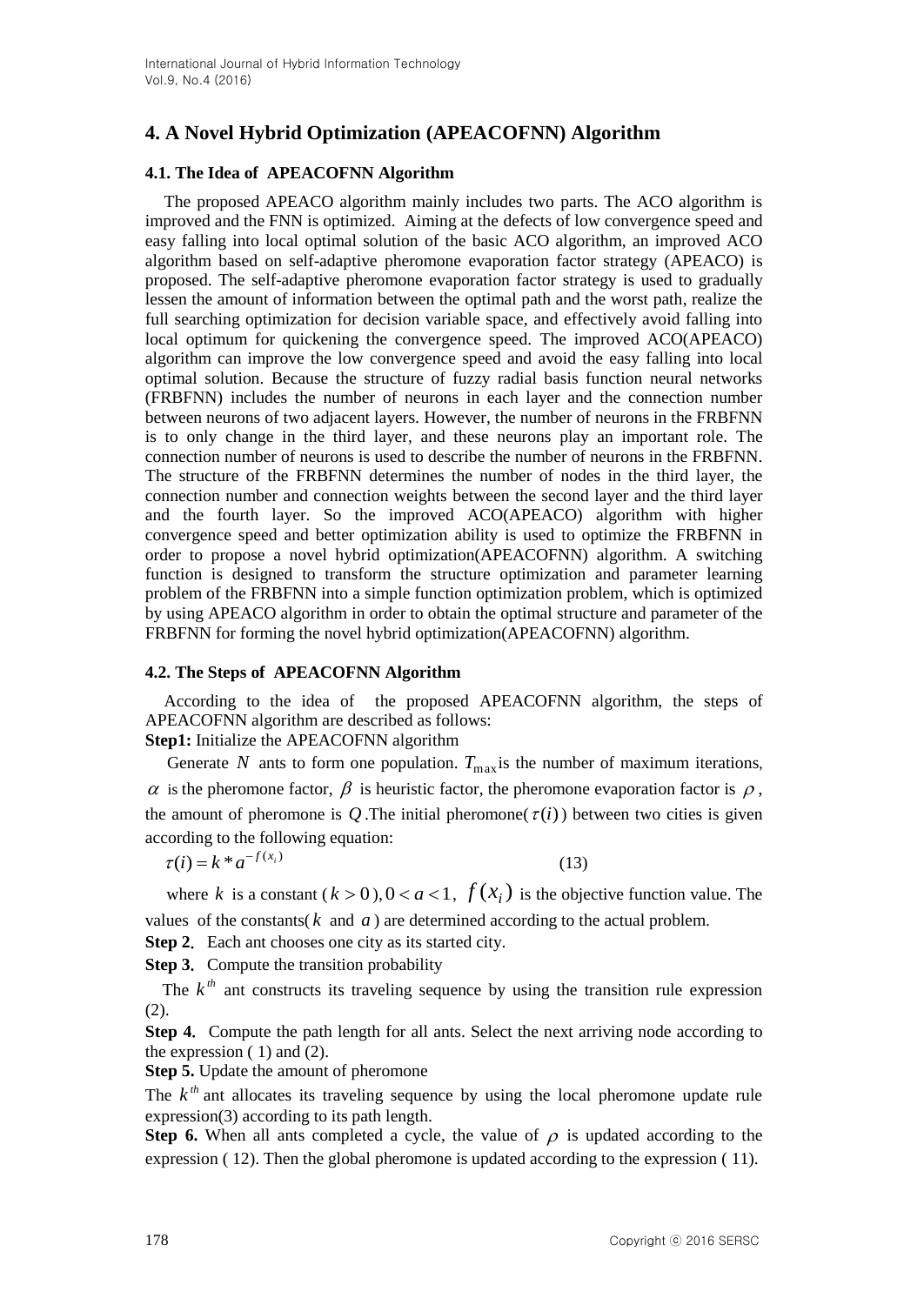## 4. A Novel Hybrid Optimization (APEACOFNN) Algorithm

### 4.1. The Idea of APEACOFNN Algorithm

The proposed APEACO algorithm mainly includes two parts. The ACO algorithm is improved and the FNN is optimized. Aiming at the defects of low convergence speed and easy falling into local optimal solution of the basic ACO algorithm, an improved ACO algorithm based on self-adaptive pheromone evaporation factor strategy (APEACO) is proposed. The self-adaptive pheromone evaporation factor strategy is used to gradually lessen the amount of information between the optimal path and the worst path, realize the full searching optimization for decision variable space, and effectively avoid falling into local optimum for quickening the convergence speed. The improved ACO(APEACO) algorithm can improve the low convergence speed and avoid the easy falling into local optimal solution. Because the structure of fuzzy radial basis function neural networks (FRBFNN) includes the number of neurons in each layer and the connection number between neurons of two adjacent layers. However, the number of neurons in the FRBFNN is to only change in the third layer, and these neurons play an important role. The connection number of neurons is used to describe the number of neurons in the FRBFNN. The structure of the FRBFNN determines the number of nodes in the third layer, the connection number and connection weights between the second layer and the third layer and the fourth layer. So the improved ACO(APEACO) algorithm with higher convergence speed and better optimization ability is used to optimize the FRBFNN in order to propose a novel hybrid optimization(APEACOFNN) algorithm. A switching function is designed to transform the structure optimization and parameter learning problem of the FRBFNN into a simple function optimization problem, which is optimized by using APEACO algorithm in order to obtain the optimal structure and parameter of the FRBFNN for forming the novel hybrid optimization(APEACOFNN) algorithm.

### 4.2. The Steps of APEACOFNN Algorithm

According to the idea of the proposed APEACOFNN algorithm, the steps of APEACOFNN algorithm are described as follows:

**Step1:** Initialize the APEACOFNN algorithm

Generate $N$ ants to form one population. $T_{\max}$ is the number of maximum iterations, $\alpha$ is the pheromone factor, $\beta$ is heuristic factor, the pheromone evaporation factor is $\rho$, the amount of pheromone is $Q$. The initial pheromone( $\tau(i)$ ) between two cities is given according to the following equation:

$$\tau(i) = k * a^{-f(x_i)} \tag{13}$$

where $k$ is a constant ( $k > 0$ ), $0 < a < 1$, $f(x_i)$ is the objective function value. The values of the constants( $k$ and $a$ ) are determined according to the actual problem.

**Step 2.** Each ant chooses one city as its started city.

**Step 3.** Compute the transition probability

The $k^{th}$ ant constructs its traveling sequence by using the transition rule expression (2).

**Step 4.** Compute the path length for all ants. Select the next arriving node according to the expression ( 1) and (2).

**Step 5.** Update the amount of pheromone

The $k^{th}$ ant allocates its traveling sequence by using the local pheromone update rule expression(3) according to its path length.

**Step 6.** When all ants completed a cycle, the value of $\rho$ is updated according to the expression ( 12). Then the global pheromone is updated according to the expression ( 11).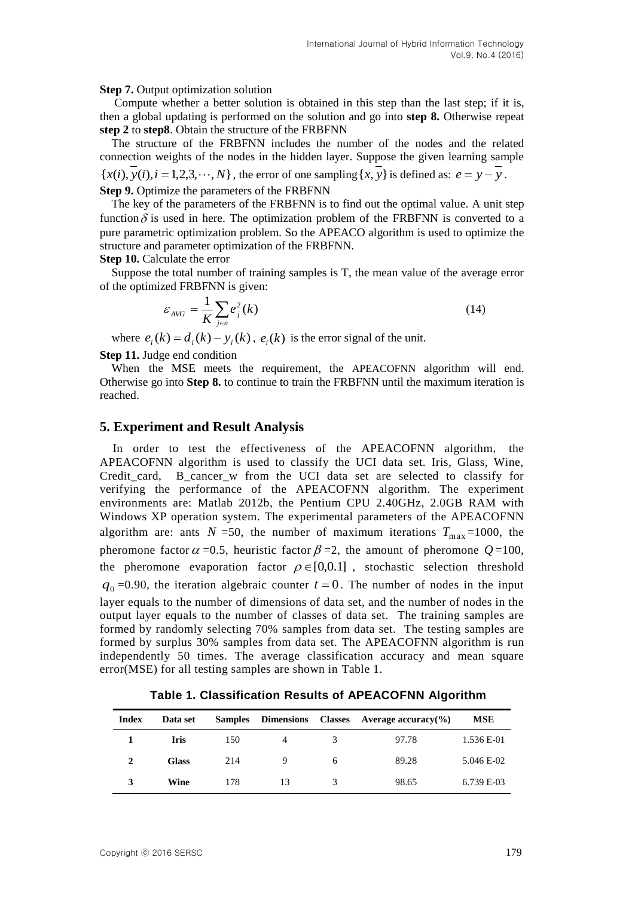**Step 7.** Output optimization solution

Compute whether a better solution is obtained in this step than the last step; if it is, then a global updating is performed on the solution and go into **step 8.** Otherwise repeat **step 2** to **step8**. Obtain the structure of the FRBFNN

The structure of the FRBFNN includes the number of the nodes and the related connection weights of the nodes in the hidden layer. Suppose the given learning sample $\{x(i), \overline{y}(i), i = 1,2,3,\cdots, N\}$, the error of one sampling $\{x, \overline{y}\}$ is defined as: $e = y - \overline{y}$.

**Step 9.** Optimize the parameters of the FRBFNN

The key of the parameters of the FRBFNN is to find out the optimal value. A unit step function $\delta$ is used in here. The optimization problem of the FRBFNN is converted to a pure parametric optimization problem. So the APEACO algorithm is used to optimize the structure and parameter optimization of the FRBFNN.

**Step 10.** Calculate the error

Suppose the total number of training samples is T, the mean value of the average error of the optimized FRBFNN is given:

$$\varepsilon_{AVG} = \frac{1}{K} \sum_{j \in n} e_j^2(k) \tag{14}$$

where $e_i(k) = d_i(k) - y_i(k)$, $e_i(k)$ is the error signal of the unit.

**Step 11.** Judge end condition

When the MSE meets the requirement, the APEACOFNN algorithm will end. Otherwise go into **Step 8.** to continue to train the FRBFNN until the maximum iteration is reached.

## 5. Experiment and Result Analysis

In order to test the effectiveness of the APEACOFNN algorithm, the APEACOFNN algorithm is used to classify the UCI data set. Iris, Glass, Wine, Credit_card, B_cancer_w from the UCI data set are selected to classify for verifying the performance of the APEACOFNN algorithm. The experiment environments are: Matlab 2012b, the Pentium CPU 2.40GHz, 2.0GB RAM with Windows XP operation system. The experimental parameters of the APEACOFNN algorithm are: ants $N$ =50, the number of maximum iterations $T_{\max}$=1000, the pheromone factor $\alpha$ =0.5, heuristic factor $\beta$ =2, the amount of pheromone $Q$ =100, the pheromone evaporation factor $\rho \in [0,0.1]$, stochastic selection threshold $q_0$ =0.90, the iteration algebraic counter $t = 0$. The number of nodes in the input layer equals to the number of dimensions of data set, and the number of nodes in the output layer equals to the number of classes of data set. The training samples are formed by randomly selecting 70% samples from data set. The testing samples are formed by surplus 30% samples from data set. The APEACOFNN algorithm is run independently 50 times. The average classification accuracy and mean square error(MSE) for all testing samples are shown in Table 1.

**Table 1. Classification Results of APEACOFNN Algorithm**

| Index | Data set | Samples | Dimensions | Classes | Average accuracy(%) | MSE |
|---|---|---|---|---|---|---|
| **1** | **Iris** | 150 | 4 | 3 | 97.78 | 1.536 E-01 |
| **2** | **Glass** | 214 | 9 | 6 | 89.28 | 5.046 E-02 |
| **3** | **Wine** | 178 | 13 | 3 | 98.65 | 6.739 E-03 |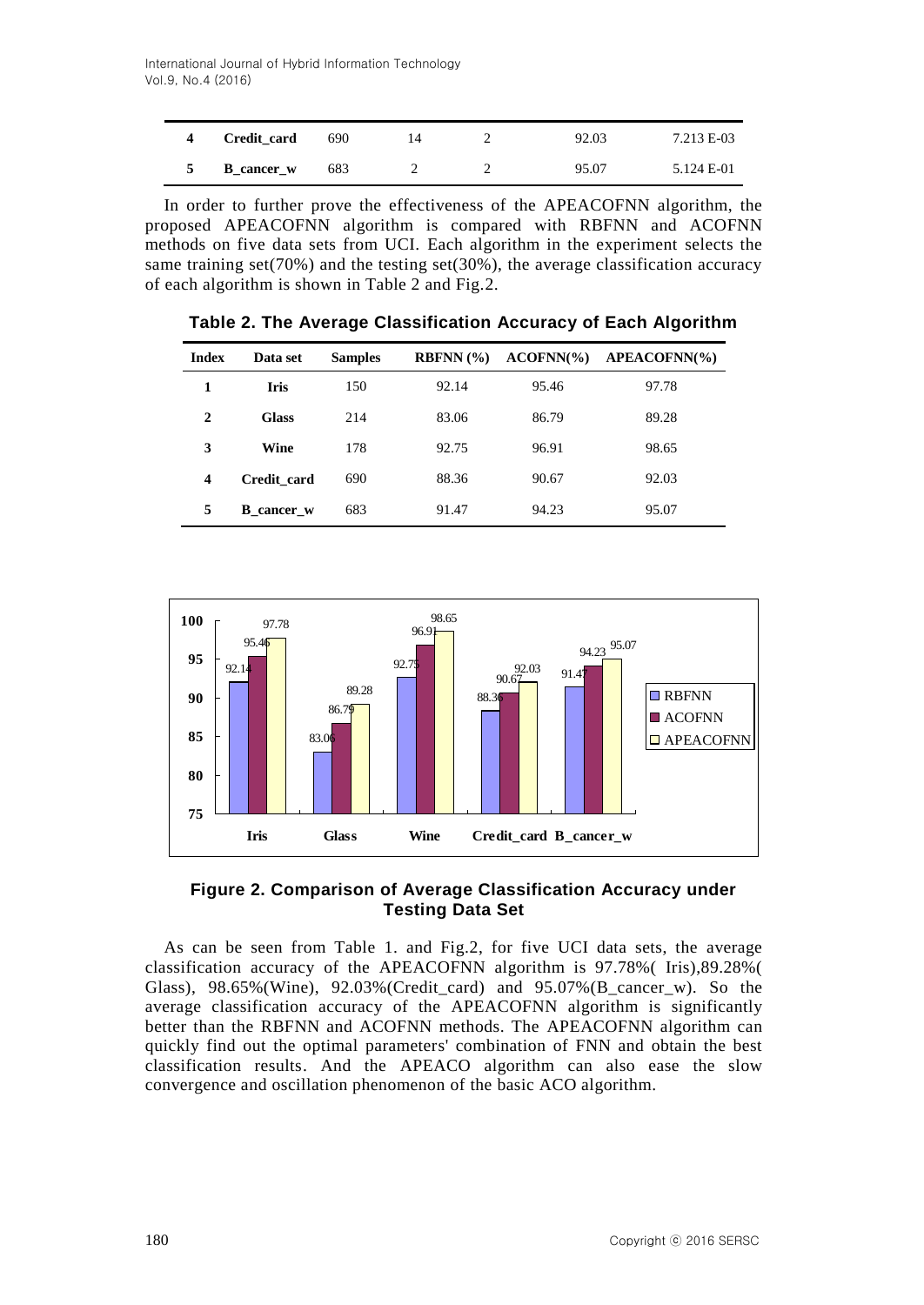| 4 | Credit_card | 690 | 14 | 2 | 92.03 | 7.213 E-03 |
|---|---|---|---|---|---|---|
| 5 | B_cancer_w | 683 | 2 | 2 | 95.07 | 5.124 E-01 |

In order to further prove the effectiveness of the APEACOFNN algorithm, the proposed APEACOFNN algorithm is compared with RBFNN and ACOFNN methods on five data sets from UCI. Each algorithm in the experiment selects the same training set(70%) and the testing set(30%), the average classification accuracy of each algorithm is shown in Table 2 and Fig.2.

**Table 2. The Average Classification Accuracy of Each Algorithm**

| Index | Data set | Samples | RBFNN (%) | ACOFNN(%) | APEACOFNN(%) |
|---|---|---|---|---|---|
| 1 | Iris | 150 | 92.14 | 95.46 | 97.78 |
| 2 | Glass | 214 | 83.06 | 86.79 | 89.28 |
| 3 | Wine | 178 | 92.75 | 96.91 | 98.65 |
| 4 | Credit_card | 690 | 88.36 | 90.67 | 92.03 |
| 5 | B_cancer_w | 683 | 91.47 | 94.23 | 95.07 |

**Figure 2. Comparison of Average Classification Accuracy under Testing Data Set**

As can be seen from Table 1. and Fig.2, for five UCI data sets, the average classification accuracy of the APEACOFNN algorithm is 97.78%( Iris),89.28%( Glass), 98.65%(Wine), 92.03%(Credit_card) and 95.07%(B_cancer_w). So the average classification accuracy of the APEACOFNN algorithm is significantly better than the RBFNN and ACOFNN methods. The APEACOFNN algorithm can quickly find out the optimal parameters' combination of FNN and obtain the best classification results. And the APEACO algorithm can also ease the slow convergence and oscillation phenomenon of the basic ACO algorithm.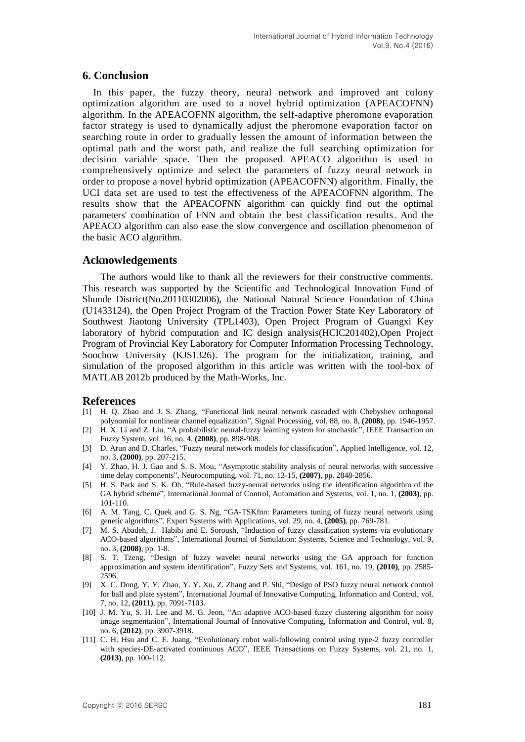## 6. Conclusion

In this paper, the fuzzy theory, neural network and improved ant colony optimization algorithm are used to a novel hybrid optimization (APEACOFNN) algorithm. In the APEACOFNN algorithm, the self-adaptive pheromone evaporation factor strategy is used to dynamically adjust the pheromone evaporation factor on searching route in order to gradually lessen the amount of information between the optimal path and the worst path, and realize the full searching optimization for decision variable space. Then the proposed APEACO algorithm is used to comprehensively optimize and select the parameters of fuzzy neural network in order to propose a novel hybrid optimization (APEACOFNN) algorithm. Finally, the UCI data set are used to test the effectiveness of the APEACOFNN algorithm. The results show that the APEACOFNN algorithm can quickly find out the optimal parameters' combination of FNN and obtain the best classification results. And the APEACO algorithm can also ease the slow convergence and oscillation phenomenon of the basic ACO algorithm.

## Acknowledgements

The authors would like to thank all the reviewers for their constructive comments. This research was supported by the Scientific and Technological Innovation Fund of Shunde District(No.20110302006), the National Natural Science Foundation of China (U1433124), the Open Project Program of the Traction Power State Key Laboratory of Southwest Jiaotong University (TPL1403), Open Project Program of Guangxi Key laboratory of hybrid computation and IC design analysis(HCIC201402),Open Project Program of Provincial Key Laboratory for Computer Information Processing Technology, Soochow University (KJS1326). The program for the initialization, training, and simulation of the proposed algorithm in this article was written with the tool-box of MATLAB 2012b produced by the Math-Works, Inc.

## References

[1] H. Q. Zhao and J. S. Zhang, "Functional link neural network cascaded with Chebyshev orthogonal polynomial for nonlinear channel equalization", Signal Processing, vol. 88, no. 8, **(2008)**, pp. 1946-1957.

[2] H. X. Li and Z. Liu, "A probabilistic neural-fuzzy learning system for stochastic", IEEE Transaction on Fuzzy System, vol. 16, no. 4, **(2008)**, pp. 898-908.

[3] D. Arun and D. Charles, "Fuzzy neural network models for classification", Applied Intelligence, vol. 12, no. 3, **(2000)**, pp. 207-215.

[4] Y. Zhao, H. J. Gao and S. S. Mou, "Asymptotic stability analysis of neural networks with successive time delay components", Neurocomputing, vol. 71, no. 13-15, **(2007)**, pp. 2848-2856.

[5] H. S. Park and S. K. Oh, "Rule-based fuzzy-neural networks using the identification algorithm of the GA hybrid scheme", International Journal of Control, Automation and Systems, vol. 1, no. 1, **(2003)**, pp. 101-110.

[6] A. M. Tang, C. Quek and G. S. Ng, "GA-TSKfnn: Parameters tuning of fuzzy neural network using genetic algorithms", Expert Systems with Applications, vol. 29, no. 4, **(2005)**, pp. 769-781.

[7] M. S. Abadeh, J. Habibi and E. Soroush, "Induction of fuzzy classification systems via evolutionary ACO-based algorithms", International Journal of Simulation: Systems, Science and Technology, vol. 9, no. 3, **(2008)**, pp. 1-8.

[8] S. T. Tzeng, "Design of fuzzy wavelet neural networks using the GA approach for function approximation and system identification", Fuzzy Sets and Systems, vol. 161, no. 19, **(2010)**, pp. 2585-2596.

[9] X. C. Dong, Y. Y. Zhao, Y. Y. Xu, Z. Zhang and P. Shi, "Design of PSO fuzzy neural network control for ball and plate system", International Journal of Innovative Computing, Information and Control, vol. 7, no. 12, **(2011)**, pp. 7091-7103.

[10] J. M. Yu, S. H. Lee and M. G. Jeon, "An adaptive ACO-based fuzzy clustering algorithm for noisy image segmentation", International Journal of Innovative Computing, Information and Control, vol. 8, no. 6, **(2012)**, pp. 3907-3918.

[11] C. H. Hsu and C. F. Juang, "Evolutionary robot wall-following control using type-2 fuzzy controller with species-DE-activated continuous ACO", IEEE Transactions on Fuzzy Systems, vol. 21, no. 1, **(2013)**, pp. 100-112.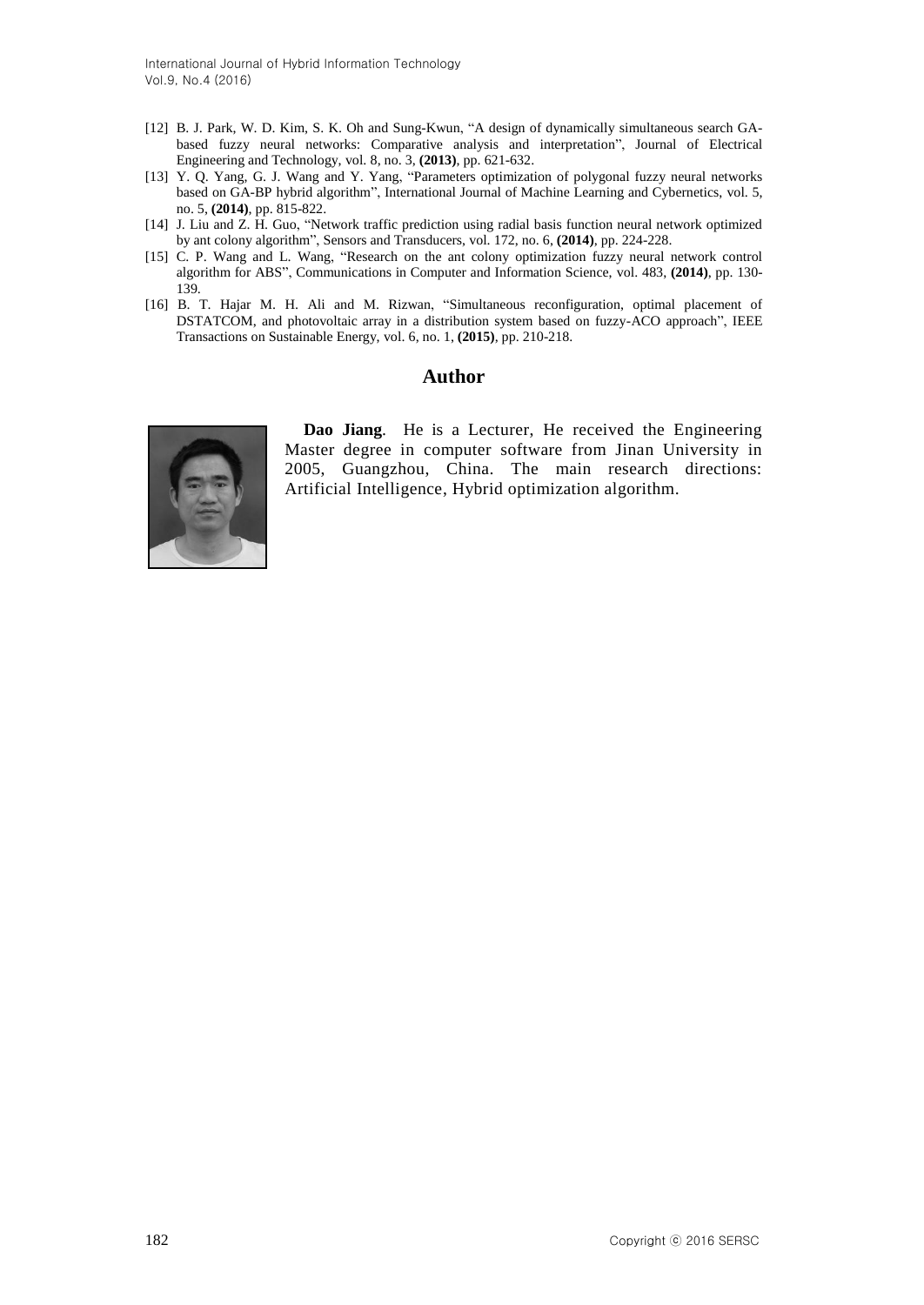[12] B. J. Park, W. D. Kim, S. K. Oh and Sung-Kwun, "A design of dynamically simultaneous search GA-based fuzzy neural networks: Comparative analysis and interpretation", Journal of Electrical Engineering and Technology, vol. 8, no. 3, **(2013)**, pp. 621-632.

[13] Y. Q. Yang, G. J. Wang and Y. Yang, "Parameters optimization of polygonal fuzzy neural networks based on GA-BP hybrid algorithm", International Journal of Machine Learning and Cybernetics, vol. 5, no. 5, **(2014)**, pp. 815-822.

[14] J. Liu and Z. H. Guo, "Network traffic prediction using radial basis function neural network optimized by ant colony algorithm", Sensors and Transducers, vol. 172, no. 6, **(2014)**, pp. 224-228.

[15] C. P. Wang and L. Wang, "Research on the ant colony optimization fuzzy neural network control algorithm for ABS", Communications in Computer and Information Science, vol. 483, **(2014)**, pp. 130-139.

[16] B. T. Hajar M. H. Ali and M. Rizwan, "Simultaneous reconfiguration, optimal placement of DSTATCOM, and photovoltaic array in a distribution system based on fuzzy-ACO approach", IEEE Transactions on Sustainable Energy, vol. 6, no. 1, **(2015)**, pp. 210-218.

## Author

**Dao Jiang**. He is a Lecturer, He received the Engineering Master degree in computer software from Jinan University in 2005, Guangzhou, China. The main research directions: Artificial Intelligence, Hybrid optimization algorithm.